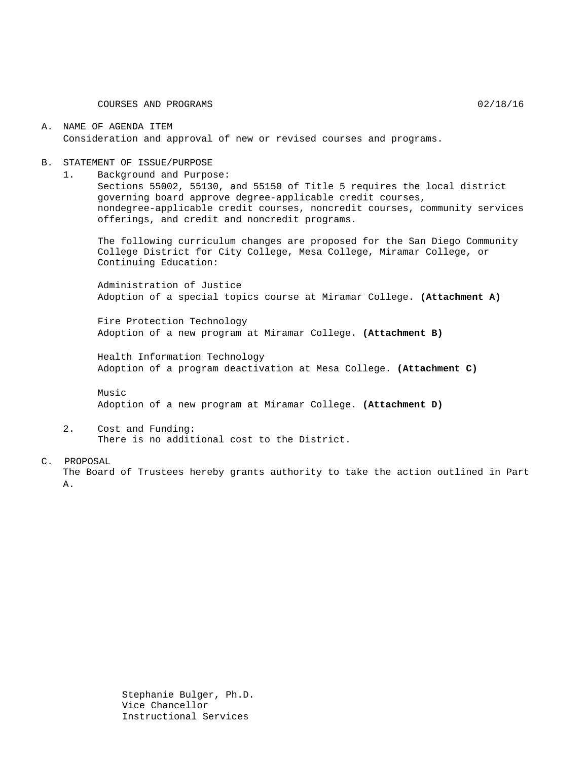COURSES AND PROGRAMS 02/18/16

A. NAME OF AGENDA ITEM
   Consideration and approval of new or revised courses and programs.

B. STATEMENT OF ISSUE/PURPOSE

   1. Background and Purpose:
      Sections 55002, 55130, and 55150 of Title 5 requires the local district governing board approve degree-applicable credit courses, nondegree-applicable credit courses, noncredit courses, community services offerings, and credit and noncredit programs.

      The following curriculum changes are proposed for the San Diego Community College District for City College, Mesa College, Miramar College, or Continuing Education:

      Administration of Justice
      Adoption of a special topics course at Miramar College. **(Attachment A)**

      Fire Protection Technology
      Adoption of a new program at Miramar College. **(Attachment B)**

      Health Information Technology
      Adoption of a program deactivation at Mesa College. **(Attachment C)**

      Music
      Adoption of a new program at Miramar College. **(Attachment D)**

   2. Cost and Funding:
      There is no additional cost to the District.

C. PROPOSAL
   The Board of Trustees hereby grants authority to take the action outlined in Part A.

Stephanie Bulger, Ph.D.
Vice Chancellor
Instructional Services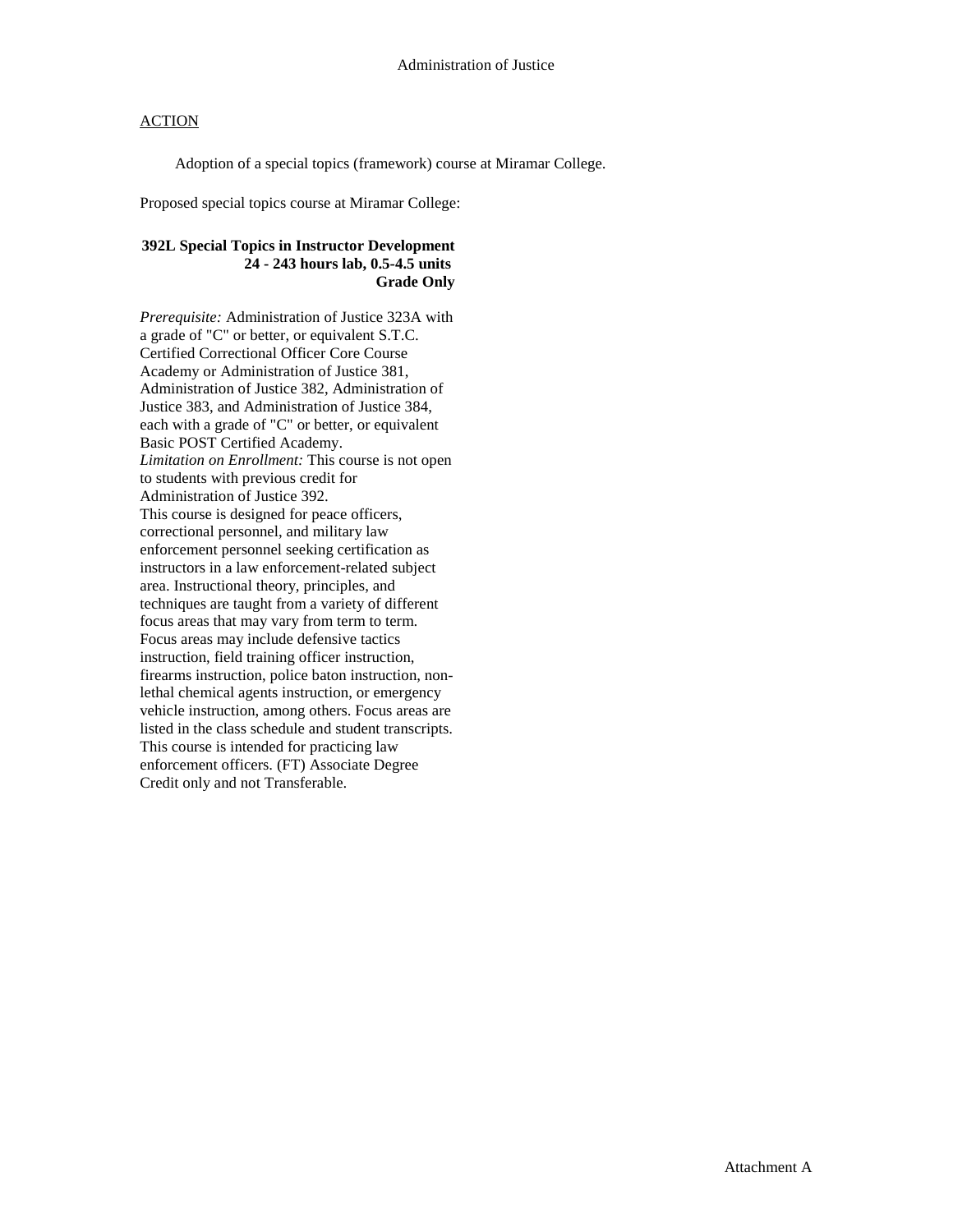Administration of Justice

## ACTION

Adoption of a special topics (framework) course at Miramar College.

Proposed special topics course at Miramar College:

**392L Special Topics in Instructor Development**
**24 - 243 hours lab, 0.5-4.5 units**
**Grade Only**

*Prerequisite:* Administration of Justice 323A with a grade of "C" or better, or equivalent S.T.C. Certified Correctional Officer Core Course Academy or Administration of Justice 381, Administration of Justice 382, Administration of Justice 383, and Administration of Justice 384, each with a grade of "C" or better, or equivalent Basic POST Certified Academy.
*Limitation on Enrollment:* This course is not open to students with previous credit for Administration of Justice 392.
This course is designed for peace officers, correctional personnel, and military law enforcement personnel seeking certification as instructors in a law enforcement-related subject area. Instructional theory, principles, and techniques are taught from a variety of different focus areas that may vary from term to term. Focus areas may include defensive tactics instruction, field training officer instruction, firearms instruction, police baton instruction, non-lethal chemical agents instruction, or emergency vehicle instruction, among others. Focus areas are listed in the class schedule and student transcripts. This course is intended for practicing law enforcement officers. (FT) Associate Degree Credit only and not Transferable.

Attachment A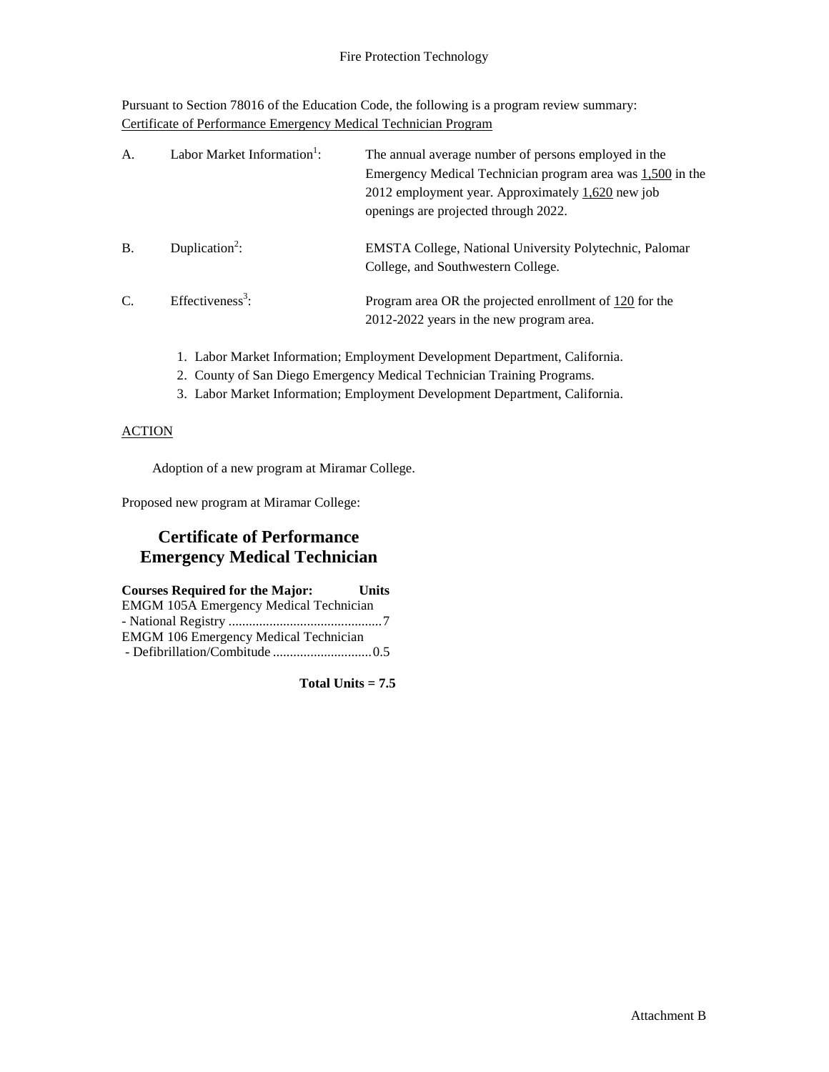Fire Protection Technology

Pursuant to Section 78016 of the Education Code, the following is a program review summary:
Certificate of Performance Emergency Medical Technician Program

| | | |
|---|---|---|
| A. | Labor Market Information[1]: | The annual average number of persons employed in the Emergency Medical Technician program area was 1,500 in the 2012 employment year. Approximately 1,620 new job openings are projected through 2022. |
| B. | Duplication[2]: | EMSTA College, National University Polytechnic, Palomar College, and Southwestern College. |
| C. | Effectiveness[3]: | Program area OR the projected enrollment of 120 for the 2012-2022 years in the new program area. |

1. Labor Market Information; Employment Development Department, California.
2. County of San Diego Emergency Medical Technician Training Programs.
3. Labor Market Information; Employment Development Department, California.

ACTION

Adoption of a new program at Miramar College.

Proposed new program at Miramar College:

## Certificate of Performance Emergency Medical Technician

| Courses Required for the Major: | Units |
|---|---|
| EMGM 105A Emergency Medical Technician - National Registry | 7 |
| EMGM 106 Emergency Medical Technician - Defibrillation/Combitude | 0.5 |

**Total Units = 7.5**

Attachment B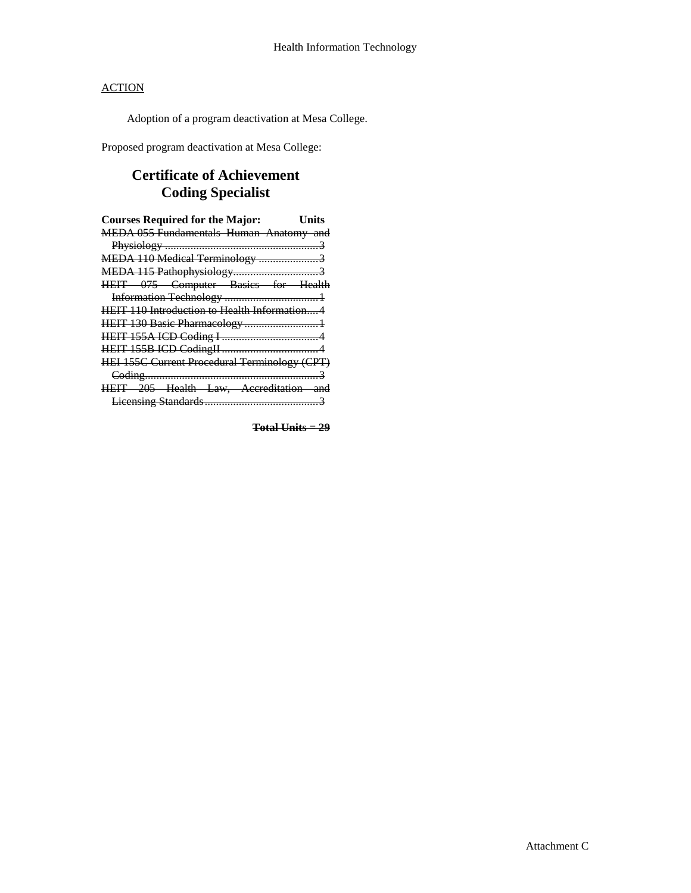## ACTION

Adoption of a program deactivation at Mesa College.

Proposed program deactivation at Mesa College:

# Certificate of Achievement
# Coding Specialist

| Courses Required for the Major: | Units |
|---|---|
| ~~MEDA 055 Fundamentals Human Anatomy and Physiology~~ | ~~3~~ |
| ~~MEDA 110 Medical Terminology~~ | ~~3~~ |
| ~~MEDA 115 Pathophysiology~~ | ~~3~~ |
| ~~HEIT 075 Computer Basics for Health Information Technology~~ | ~~1~~ |
| ~~HEIT 110 Introduction to Health Information~~ | ~~4~~ |
| ~~HEIT 130 Basic Pharmacology~~ | ~~1~~ |
| ~~HEIT 155A ICD Coding I~~ | ~~4~~ |
| ~~HEIT 155B ICD CodingII~~ | ~~4~~ |
| ~~HEI 155C Current Procedural Terminology (CPT) Coding~~ | ~~3~~ |
| ~~HEIT 205 Health Law, Accreditation and Licensing Standards~~ | ~~3~~ |

~~**Total Units = 29**~~

Attachment C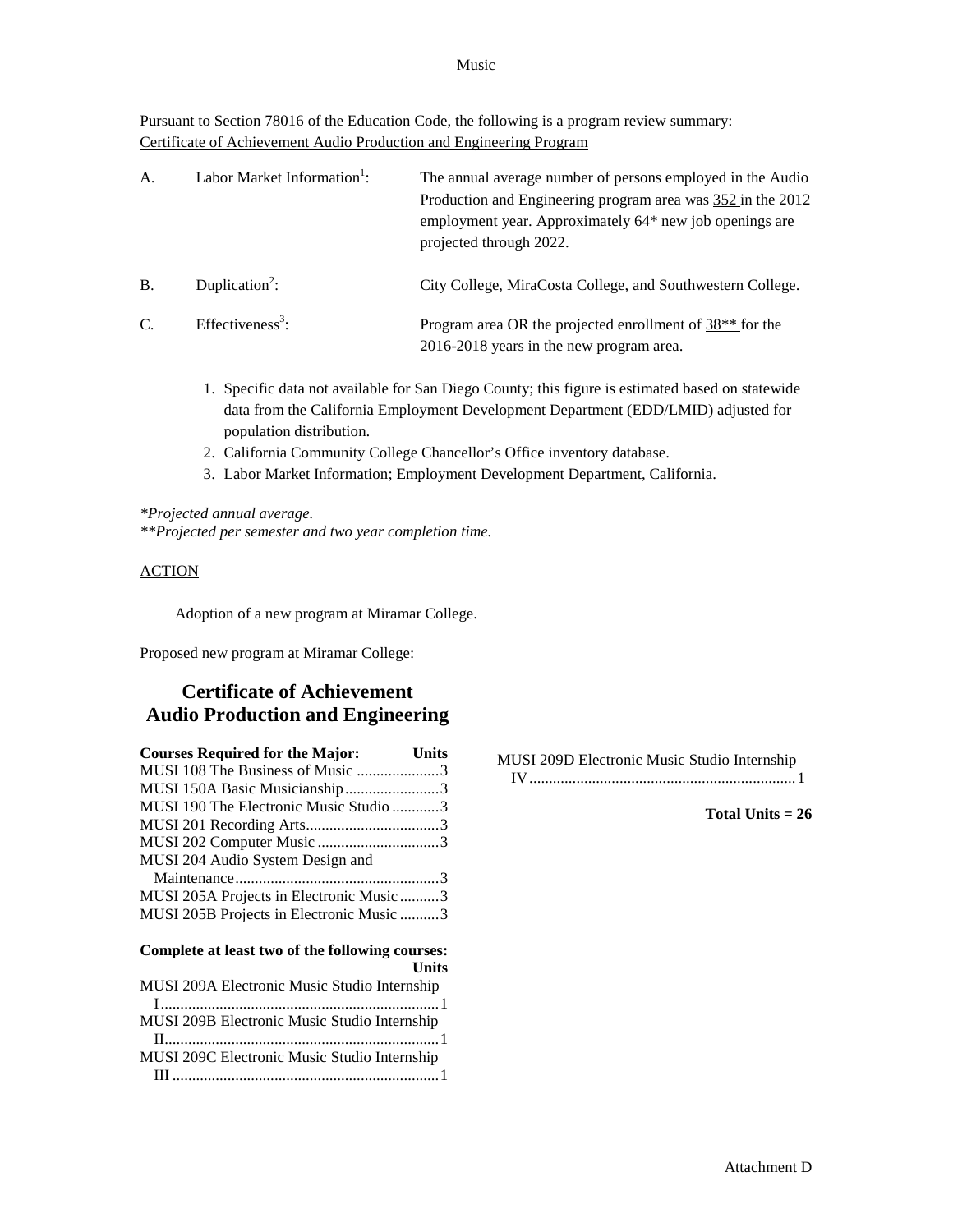Pursuant to Section 78016 of the Education Code, the following is a program review summary:
Certificate of Achievement Audio Production and Engineering Program

| | | |
|---|---|---|
| A. | Labor Market Information[1]: | The annual average number of persons employed in the Audio Production and Engineering program area was 352 in the 2012 employment year. Approximately 64* new job openings are projected through 2022. |
| B. | Duplication[2]: | City College, MiraCosta College, and Southwestern College. |
| C. | Effectiveness[3]: | Program area OR the projected enrollment of 38** for the 2016-2018 years in the new program area. |

1. Specific data not available for San Diego County; this figure is estimated based on statewide data from the California Employment Development Department (EDD/LMID) adjusted for population distribution.
2. California Community College Chancellor's Office inventory database.
3. Labor Market Information; Employment Development Department, California.

*\*Projected annual average.*
*\*\*Projected per semester and two year completion time.*

ACTION

Adoption of a new program at Miramar College.

Proposed new program at Miramar College:

## Certificate of Achievement Audio Production and Engineering

| Courses Required for the Major: | Units |
|---|---|
| MUSI 108 The Business of Music | 3 |
| MUSI 150A Basic Musicianship | 3 |
| MUSI 190 The Electronic Music Studio | 3 |
| MUSI 201 Recording Arts | 3 |
| MUSI 202 Computer Music | 3 |
| MUSI 204 Audio System Design and Maintenance | 3 |
| MUSI 205A Projects in Electronic Music | 3 |
| MUSI 205B Projects in Electronic Music | 3 |

| Complete at least two of the following courses: | Units |
|---|---|
| MUSI 209A Electronic Music Studio Internship I | 1 |
| MUSI 209B Electronic Music Studio Internship II | 1 |
| MUSI 209C Electronic Music Studio Internship III | 1 |
| MUSI 209D Electronic Music Studio Internship IV | 1 |

**Total Units = 26**